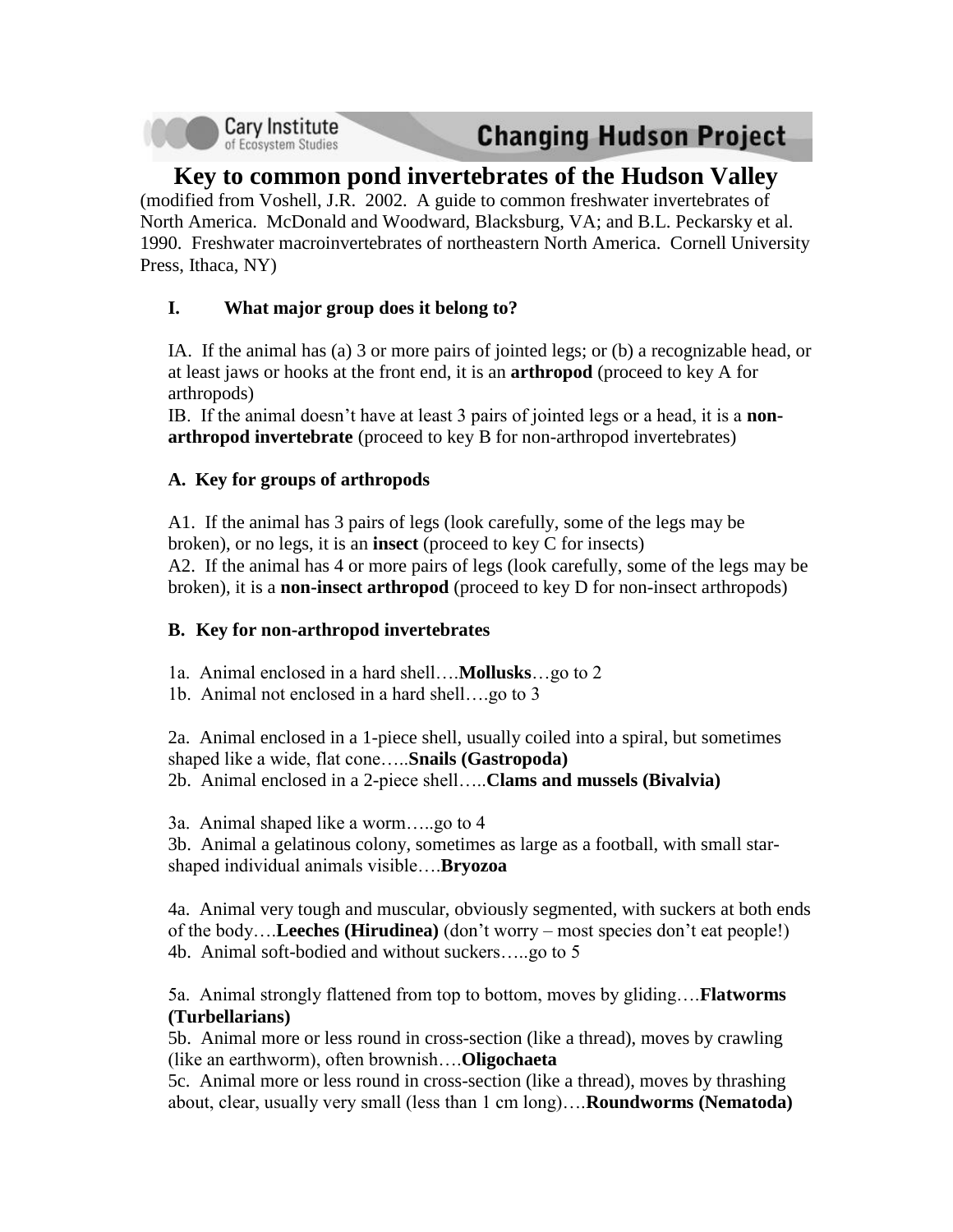Cary Institute of Ecosystem Studies — Changing Hudson Project

# Key to common pond invertebrates of the Hudson Valley

(modified from Voshell, J.R. 2002. A guide to common freshwater invertebrates of North America. McDonald and Woodward, Blacksburg, VA; and B.L. Peckarsky et al. 1990. Freshwater macroinvertebrates of northeastern North America. Cornell University Press, Ithaca, NY)

### I. What major group does it belong to?

IA. If the animal has (a) 3 or more pairs of jointed legs; or (b) a recognizable head, or at least jaws or hooks at the front end, it is an **arthropod** (proceed to key A for arthropods)

IB. If the animal doesn't have at least 3 pairs of jointed legs or a head, it is a **non-arthropod invertebrate** (proceed to key B for non-arthropod invertebrates)

### A. Key for groups of arthropods

A1. If the animal has 3 pairs of legs (look carefully, some of the legs may be broken), or no legs, it is an **insect** (proceed to key C for insects)

A2. If the animal has 4 or more pairs of legs (look carefully, some of the legs may be broken), it is a **non-insect arthropod** (proceed to key D for non-insect arthropods)

### B. Key for non-arthropod invertebrates

1a. Animal enclosed in a hard shell….**Mollusks**…go to 2

1b. Animal not enclosed in a hard shell….go to 3

2a. Animal enclosed in a 1-piece shell, usually coiled into a spiral, but sometimes shaped like a wide, flat cone…..**Snails (Gastropoda)**

2b. Animal enclosed in a 2-piece shell…..**Clams and mussels (Bivalvia)**

3a. Animal shaped like a worm…..go to 4

3b. Animal a gelatinous colony, sometimes as large as a football, with small star-shaped individual animals visible….**Bryozoa**

4a. Animal very tough and muscular, obviously segmented, with suckers at both ends of the body….**Leeches (Hirudinea)** (don't worry – most species don't eat people!)

4b. Animal soft-bodied and without suckers…..go to 5

5a. Animal strongly flattened from top to bottom, moves by gliding….**Flatworms (Turbellarians)**

5b. Animal more or less round in cross-section (like a thread), moves by crawling (like an earthworm), often brownish….**Oligochaeta**

5c. Animal more or less round in cross-section (like a thread), moves by thrashing about, clear, usually very small (less than 1 cm long)….**Roundworms (Nematoda)**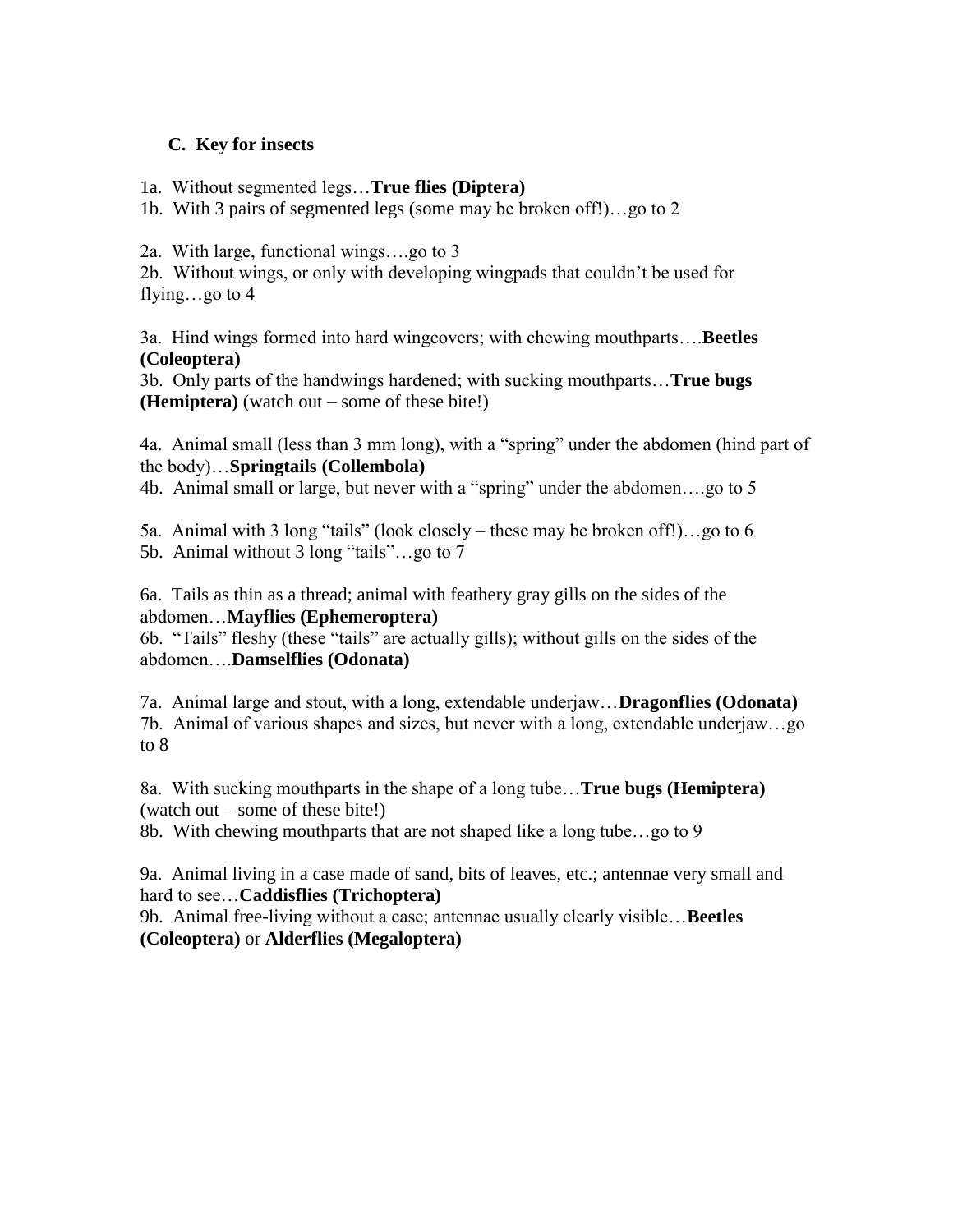### C. Key for insects

1a. Without segmented legs…**True flies (Diptera)**
1b. With 3 pairs of segmented legs (some may be broken off!)…go to 2

2a. With large, functional wings….go to 3
2b. Without wings, or only with developing wingpads that couldn't be used for flying…go to 4

3a. Hind wings formed into hard wingcovers; with chewing mouthparts….**Beetles (Coleoptera)**
3b. Only parts of the handwings hardened; with sucking mouthparts…**True bugs (Hemiptera)** (watch out – some of these bite!)

4a. Animal small (less than 3 mm long), with a "spring" under the abdomen (hind part of the body)…**Springtails (Collembola)**
4b. Animal small or large, but never with a "spring" under the abdomen….go to 5

5a. Animal with 3 long "tails" (look closely – these may be broken off!)…go to 6
5b. Animal without 3 long "tails"…go to 7

6a. Tails as thin as a thread; animal with feathery gray gills on the sides of the abdomen…**Mayflies (Ephemeroptera)**
6b. "Tails" fleshy (these "tails" are actually gills); without gills on the sides of the abdomen….**Damselflies (Odonata)**

7a. Animal large and stout, with a long, extendable underjaw…**Dragonflies (Odonata)**
7b. Animal of various shapes and sizes, but never with a long, extendable underjaw…go to 8

8a. With sucking mouthparts in the shape of a long tube…**True bugs (Hemiptera)** (watch out – some of these bite!)
8b. With chewing mouthparts that are not shaped like a long tube…go to 9

9a. Animal living in a case made of sand, bits of leaves, etc.; antennae very small and hard to see…**Caddisflies (Trichoptera)**
9b. Animal free-living without a case; antennae usually clearly visible…**Beetles (Coleoptera)** or **Alderflies (Megaloptera)**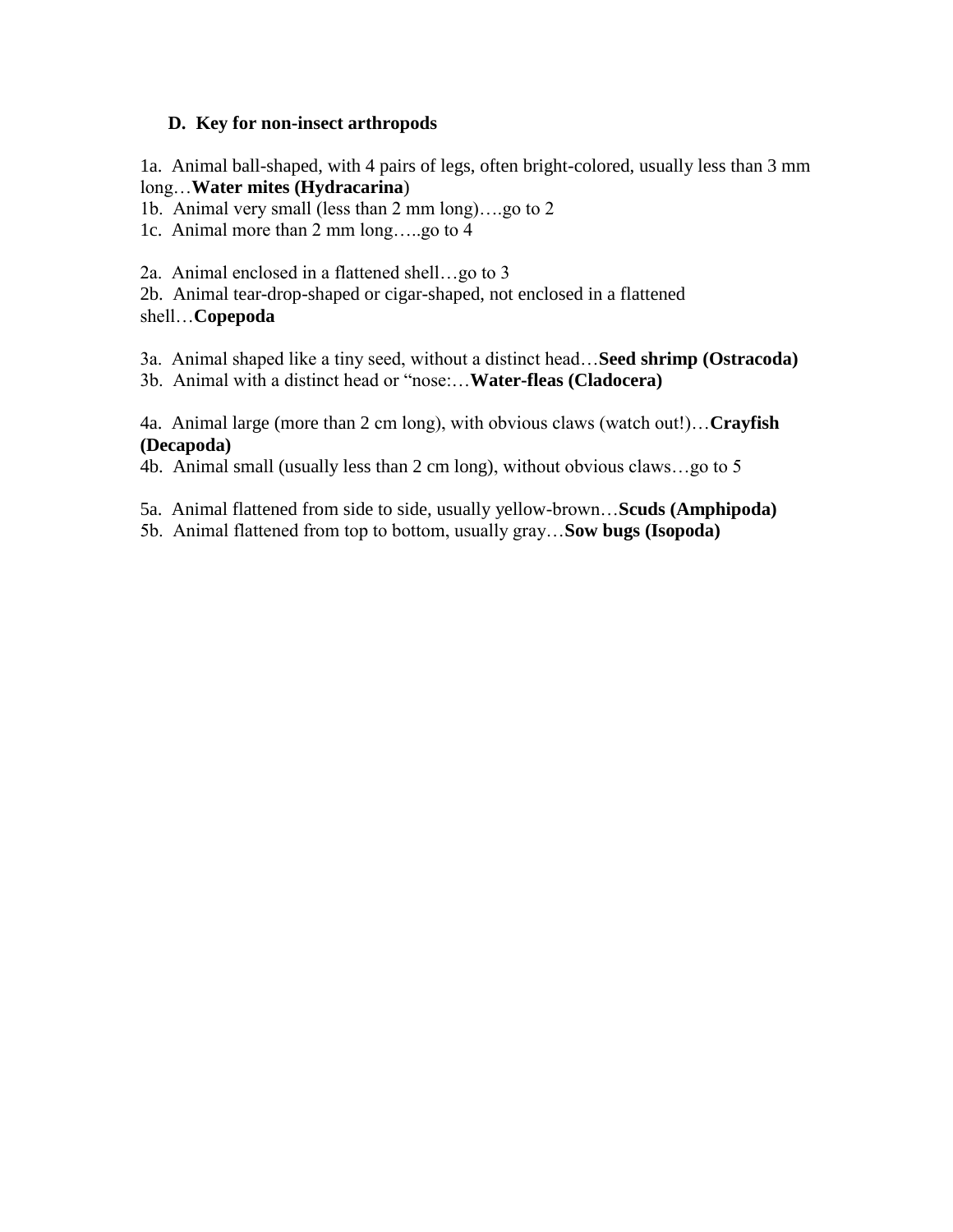### D. Key for non-insect arthropods

1a. Animal ball-shaped, with 4 pairs of legs, often bright-colored, usually less than 3 mm long…**Water mites (Hydracarina**)
1b. Animal very small (less than 2 mm long)….go to 2
1c. Animal more than 2 mm long…..go to 4

2a. Animal enclosed in a flattened shell…go to 3
2b. Animal tear-drop-shaped or cigar-shaped, not enclosed in a flattened shell…**Copepoda**

3a. Animal shaped like a tiny seed, without a distinct head…**Seed shrimp (Ostracoda)**
3b. Animal with a distinct head or "nose:…**Water-fleas (Cladocera)**

4a. Animal large (more than 2 cm long), with obvious claws (watch out!)…**Crayfish (Decapoda)**
4b. Animal small (usually less than 2 cm long), without obvious claws…go to 5

5a. Animal flattened from side to side, usually yellow-brown…**Scuds (Amphipoda)**
5b. Animal flattened from top to bottom, usually gray…**Sow bugs (Isopoda)**